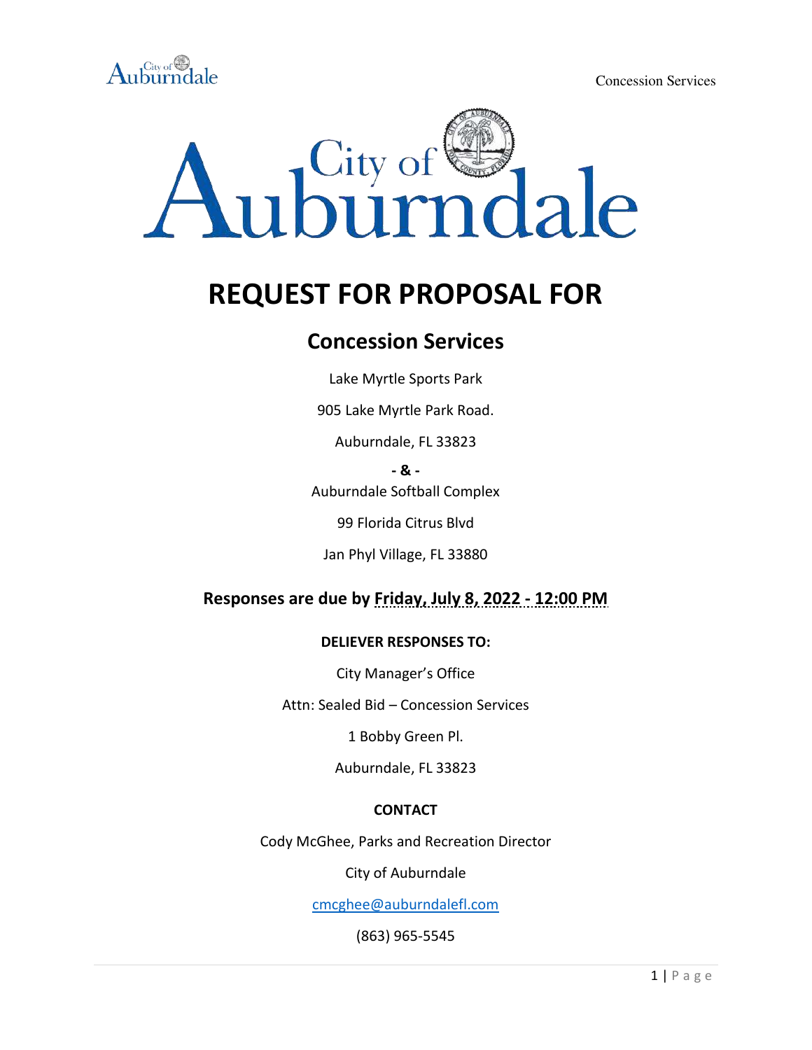# REQUEST FOR PROPOSAL FOR

## Concession Services

Lake Myrtle Sports Park

905 Lake Myrtle Park Road.

Auburndale, FL 33823

**- & -**

Auburndale Softball Complex

99 Florida Citrus Blvd

Jan Phyl Village, FL 33880

### Responses are due by Friday, July 8, 2022 - 12:00 PM

**DELIEVER RESPONSES TO:**

City Manager's Office

Attn: Sealed Bid – Concession Services

1 Bobby Green Pl.

Auburndale, FL 33823

**CONTACT**

Cody McGhee, Parks and Recreation Director

City of Auburndale

cmcghee@auburndalefl.com

(863) 965-5545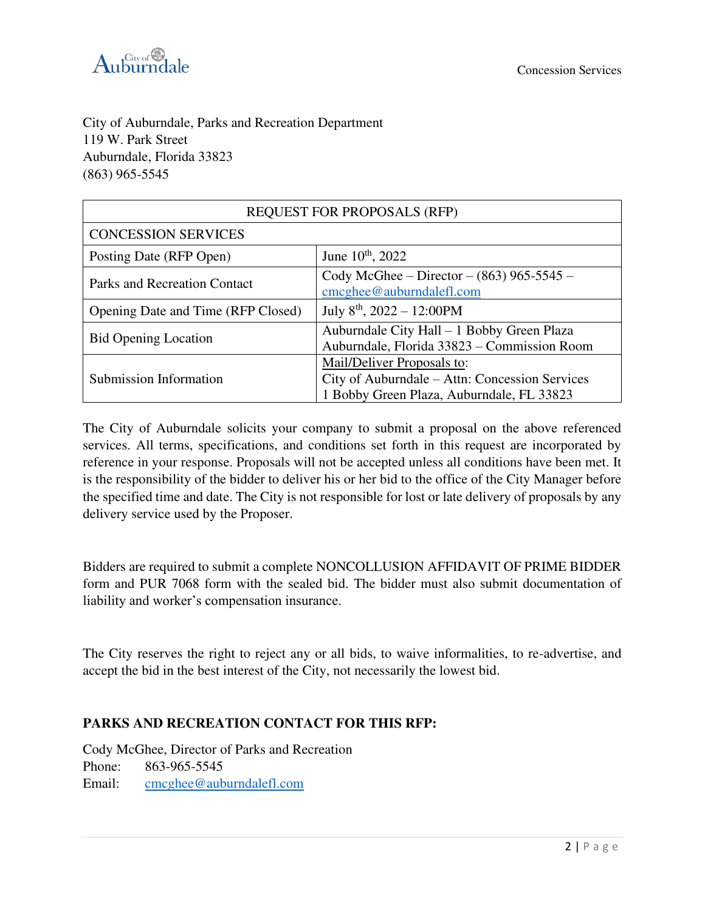City of Auburndale, Parks and Recreation Department
119 W. Park Street
Auburndale, Florida 33823
(863) 965-5545

| REQUEST FOR PROPOSALS (RFP) | |
|---|---|
| CONCESSION SERVICES | |
| Posting Date (RFP Open) | June 10th, 2022 |
| Parks and Recreation Contact | Cody McGhee – Director – (863) 965-5545 – cmcghee@auburndalefl.com |
| Opening Date and Time (RFP Closed) | July 8th, 2022 – 12:00PM |
| Bid Opening Location | Auburndale City Hall – 1 Bobby Green Plaza Auburndale, Florida 33823 – Commission Room |
| Submission Information | Mail/Deliver Proposals to: City of Auburndale – Attn: Concession Services 1 Bobby Green Plaza, Auburndale, FL 33823 |

The City of Auburndale solicits your company to submit a proposal on the above referenced services. All terms, specifications, and conditions set forth in this request are incorporated by reference in your response. Proposals will not be accepted unless all conditions have been met. It is the responsibility of the bidder to deliver his or her bid to the office of the City Manager before the specified time and date. The City is not responsible for lost or late delivery of proposals by any delivery service used by the Proposer.

Bidders are required to submit a complete NONCOLLUSION AFFIDAVIT OF PRIME BIDDER form and PUR 7068 form with the sealed bid. The bidder must also submit documentation of liability and worker's compensation insurance.

The City reserves the right to reject any or all bids, to waive informalities, to re-advertise, and accept the bid in the best interest of the City, not necessarily the lowest bid.

## PARKS AND RECREATION CONTACT FOR THIS RFP:

Cody McGhee, Director of Parks and Recreation
Phone: 863-965-5545
Email: cmcghee@auburndalefl.com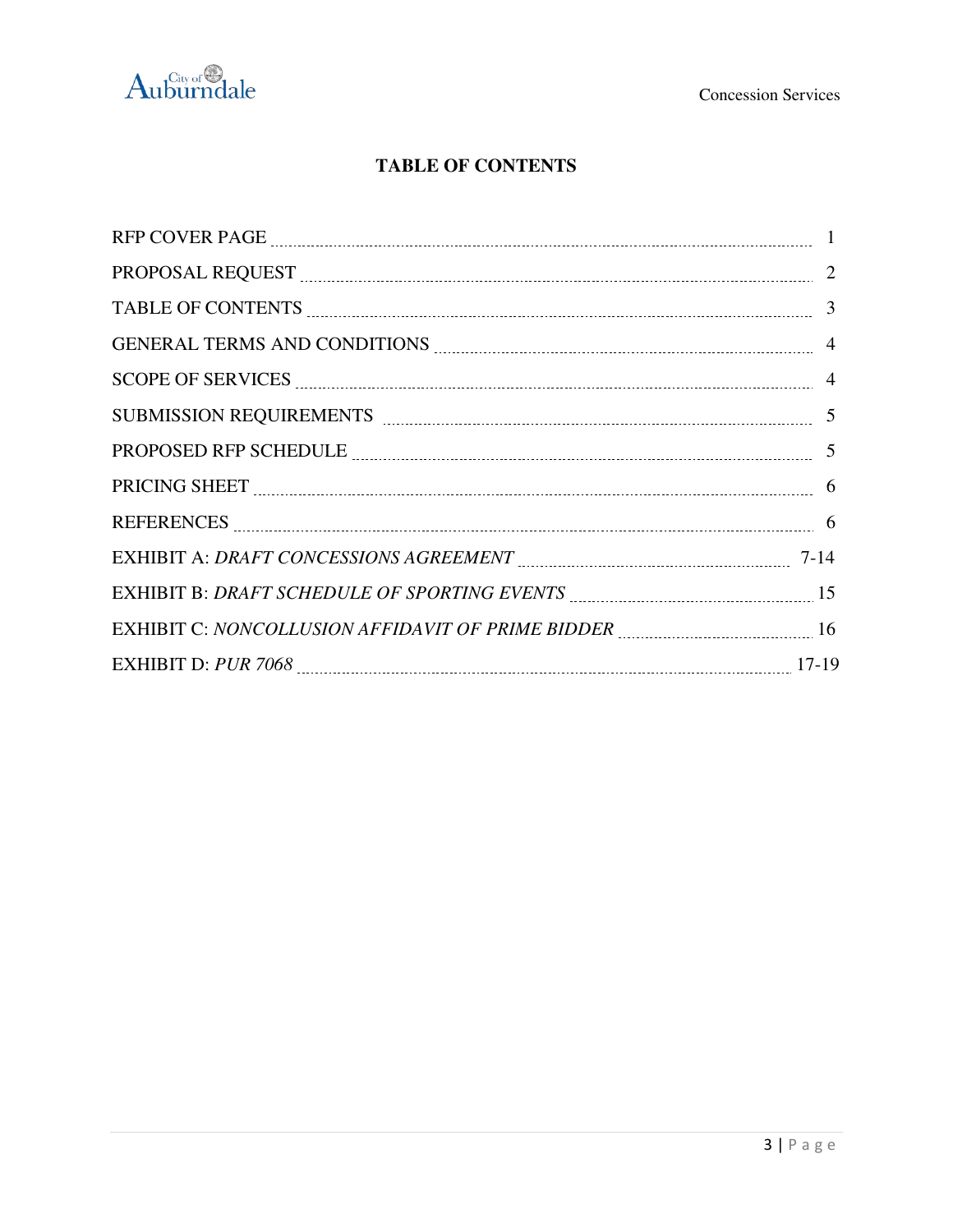# TABLE OF CONTENTS

| | |
|---|---|
| RFP COVER PAGE | 1 |
| PROPOSAL REQUEST | 2 |
| TABLE OF CONTENTS | 3 |
| GENERAL TERMS AND CONDITIONS | 4 |
| SCOPE OF SERVICES | 4 |
| SUBMISSION REQUIREMENTS | 5 |
| PROPOSED RFP SCHEDULE | 5 |
| PRICING SHEET | 6 |
| REFERENCES | 6 |
| EXHIBIT A: *DRAFT CONCESSIONS AGREEMENT* | 7-14 |
| EXHIBIT B: *DRAFT SCHEDULE OF SPORTING EVENTS* | 15 |
| EXHIBIT C: *NONCOLLUSION AFFIDAVIT OF PRIME BIDDER* | 16 |
| EXHIBIT D: *PUR 7068* | 17-19 |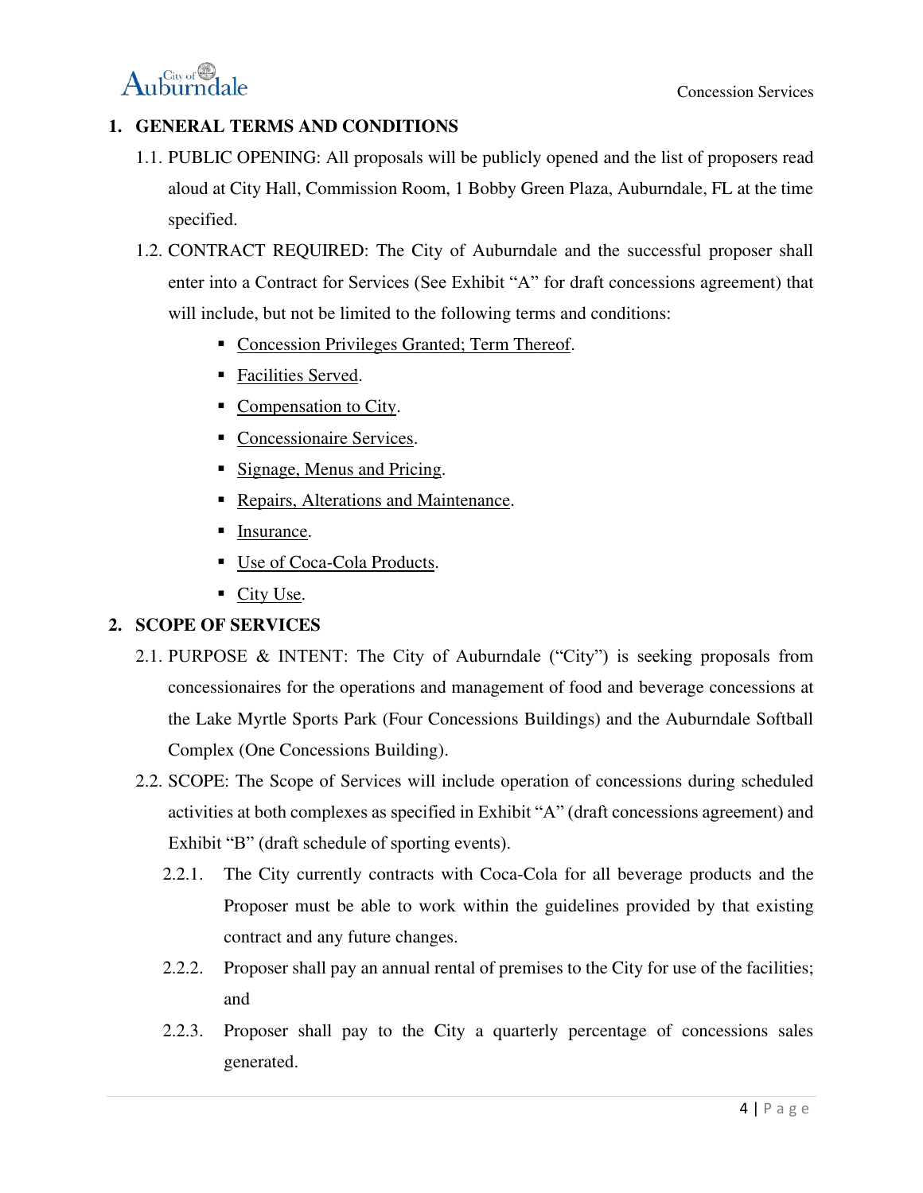## 1. GENERAL TERMS AND CONDITIONS

1.1. PUBLIC OPENING: All proposals will be publicly opened and the list of proposers read aloud at City Hall, Commission Room, 1 Bobby Green Plaza, Auburndale, FL at the time specified.

1.2. CONTRACT REQUIRED: The City of Auburndale and the successful proposer shall enter into a Contract for Services (See Exhibit "A" for draft concessions agreement) that will include, but not be limited to the following terms and conditions:

- Concession Privileges Granted; Term Thereof.
- Facilities Served.
- Compensation to City.
- Concessionaire Services.
- Signage, Menus and Pricing.
- Repairs, Alterations and Maintenance.
- Insurance.
- Use of Coca-Cola Products.
- City Use.

## 2. SCOPE OF SERVICES

2.1. PURPOSE & INTENT: The City of Auburndale ("City") is seeking proposals from concessionaires for the operations and management of food and beverage concessions at the Lake Myrtle Sports Park (Four Concessions Buildings) and the Auburndale Softball Complex (One Concessions Building).

2.2. SCOPE: The Scope of Services will include operation of concessions during scheduled activities at both complexes as specified in Exhibit "A" (draft concessions agreement) and Exhibit "B" (draft schedule of sporting events).

2.2.1. The City currently contracts with Coca-Cola for all beverage products and the Proposer must be able to work within the guidelines provided by that existing contract and any future changes.

2.2.2. Proposer shall pay an annual rental of premises to the City for use of the facilities; and

2.2.3. Proposer shall pay to the City a quarterly percentage of concessions sales generated.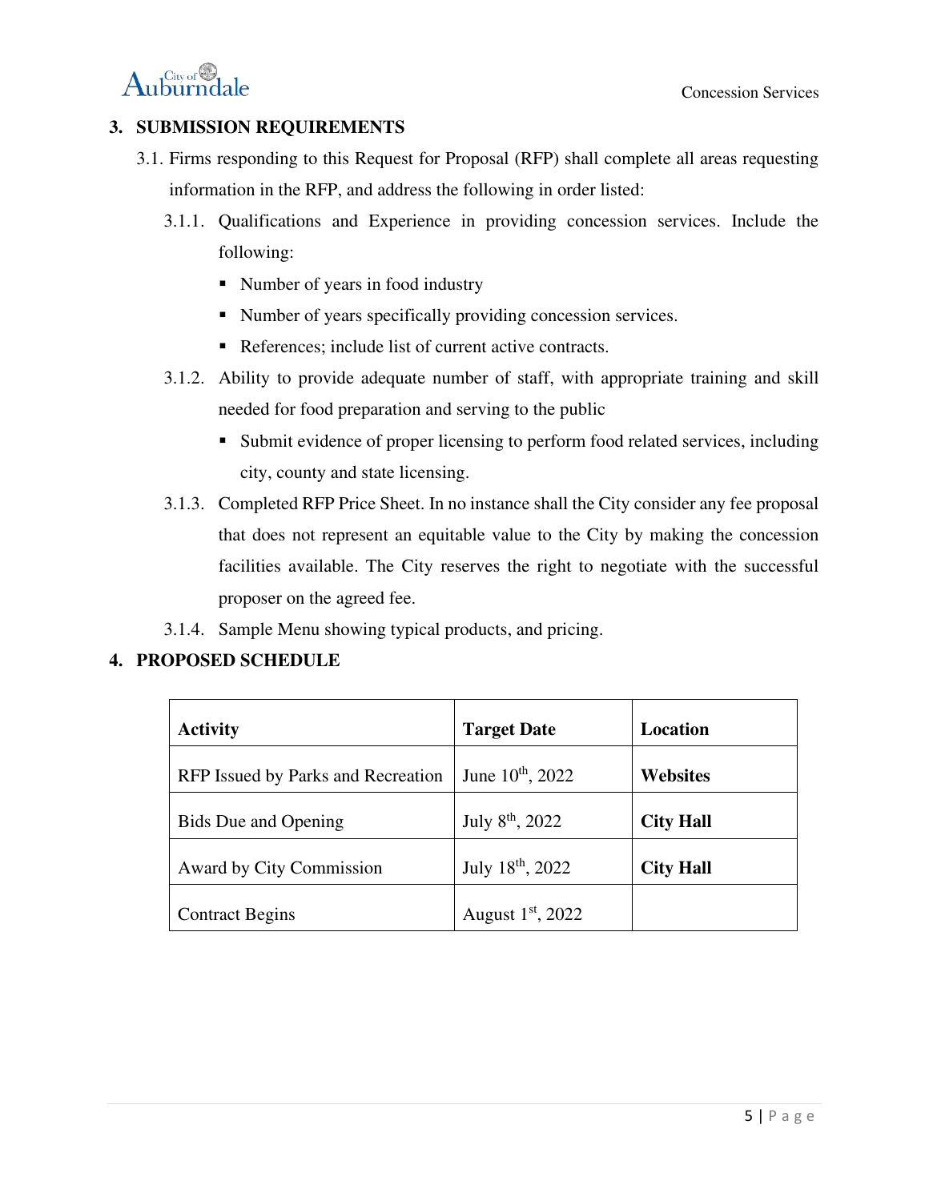## 3. SUBMISSION REQUIREMENTS

3.1. Firms responding to this Request for Proposal (RFP) shall complete all areas requesting information in the RFP, and address the following in order listed:

3.1.1. Qualifications and Experience in providing concession services. Include the following:

- Number of years in food industry
- Number of years specifically providing concession services.
- References; include list of current active contracts.

3.1.2. Ability to provide adequate number of staff, with appropriate training and skill needed for food preparation and serving to the public

- Submit evidence of proper licensing to perform food related services, including city, county and state licensing.

3.1.3. Completed RFP Price Sheet. In no instance shall the City consider any fee proposal that does not represent an equitable value to the City by making the concession facilities available. The City reserves the right to negotiate with the successful proposer on the agreed fee.

3.1.4. Sample Menu showing typical products, and pricing.

## 4. PROPOSED SCHEDULE

| **Activity** | **Target Date** | **Location** |
|---|---|---|
| RFP Issued by Parks and Recreation | June 10th, 2022 | **Websites** |
| Bids Due and Opening | July 8th, 2022 | **City Hall** |
| Award by City Commission | July 18th, 2022 | **City Hall** |
| Contract Begins | August 1st, 2022 | |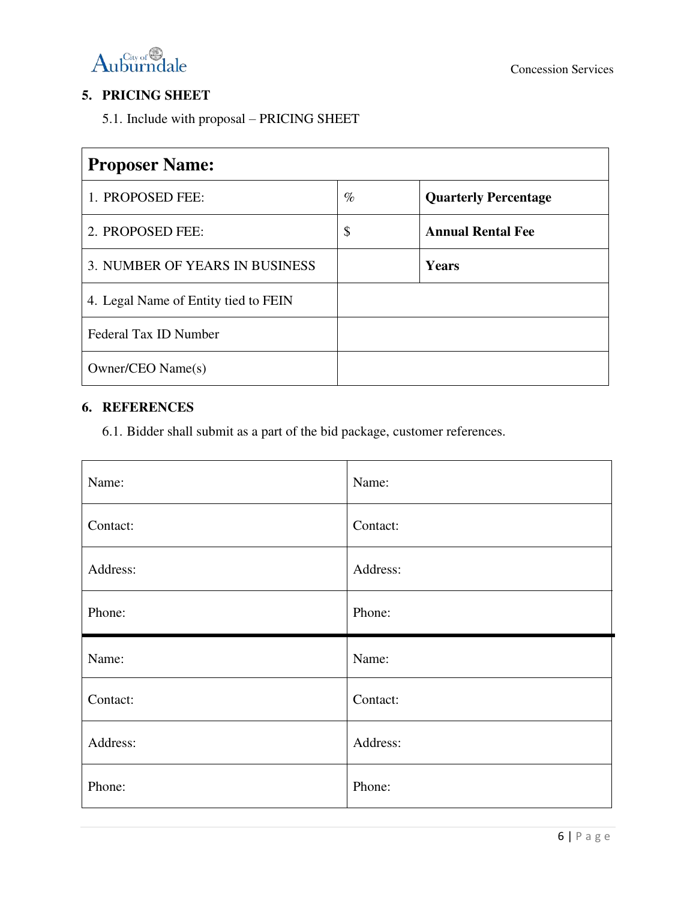## 5. PRICING SHEET

5.1. Include with proposal – PRICING SHEET

| **Proposer Name:** | | |
|---|---|---|
| 1. PROPOSED FEE: | % | **Quarterly Percentage** |
| 2. PROPOSED FEE: | $ | **Annual Rental Fee** |
| 3. NUMBER OF YEARS IN BUSINESS | | **Years** |
| 4. Legal Name of Entity tied to FEIN | | |
| Federal Tax ID Number | | |
| Owner/CEO Name(s) | | |

## 6. REFERENCES

6.1. Bidder shall submit as a part of the bid package, customer references.

| | |
|---|---|
| Name: | Name: |
| Contact: | Contact: |
| Address: | Address: |
| Phone: | Phone: |
| Name: | Name: |
| Contact: | Contact: |
| Address: | Address: |
| Phone: | Phone: |